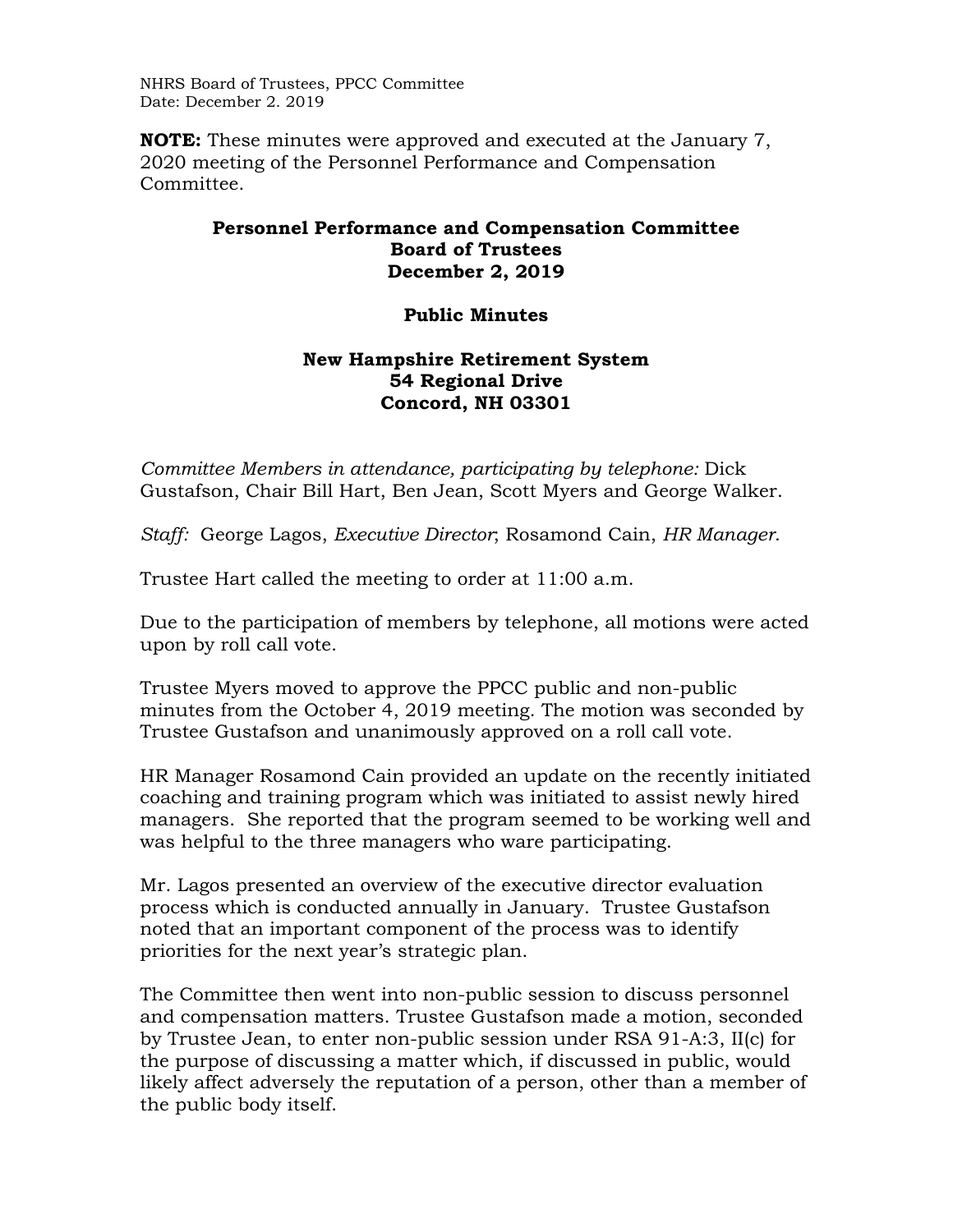NHRS Board of Trustees, PPCC Committee
Date: December 2. 2019

**NOTE:** These minutes were approved and executed at the January 7, 2020 meeting of the Personnel Performance and Compensation Committee.

# Personnel Performance and Compensation Committee
# Board of Trustees
# December 2, 2019

## Public Minutes

### New Hampshire Retirement System
### 54 Regional Drive
### Concord, NH 03301

*Committee Members in attendance, participating by telephone:* Dick Gustafson, Chair Bill Hart, Ben Jean, Scott Myers and George Walker.

*Staff:* George Lagos, *Executive Director*; Rosamond Cain, *HR Manager.*

Trustee Hart called the meeting to order at 11:00 a.m.

Due to the participation of members by telephone, all motions were acted upon by roll call vote.

Trustee Myers moved to approve the PPCC public and non-public minutes from the October 4, 2019 meeting. The motion was seconded by Trustee Gustafson and unanimously approved on a roll call vote.

HR Manager Rosamond Cain provided an update on the recently initiated coaching and training program which was initiated to assist newly hired managers. She reported that the program seemed to be working well and was helpful to the three managers who ware participating.

Mr. Lagos presented an overview of the executive director evaluation process which is conducted annually in January. Trustee Gustafson noted that an important component of the process was to identify priorities for the next year's strategic plan.

The Committee then went into non-public session to discuss personnel and compensation matters. Trustee Gustafson made a motion, seconded by Trustee Jean, to enter non-public session under RSA 91-A:3, II(c) for the purpose of discussing a matter which, if discussed in public, would likely affect adversely the reputation of a person, other than a member of the public body itself.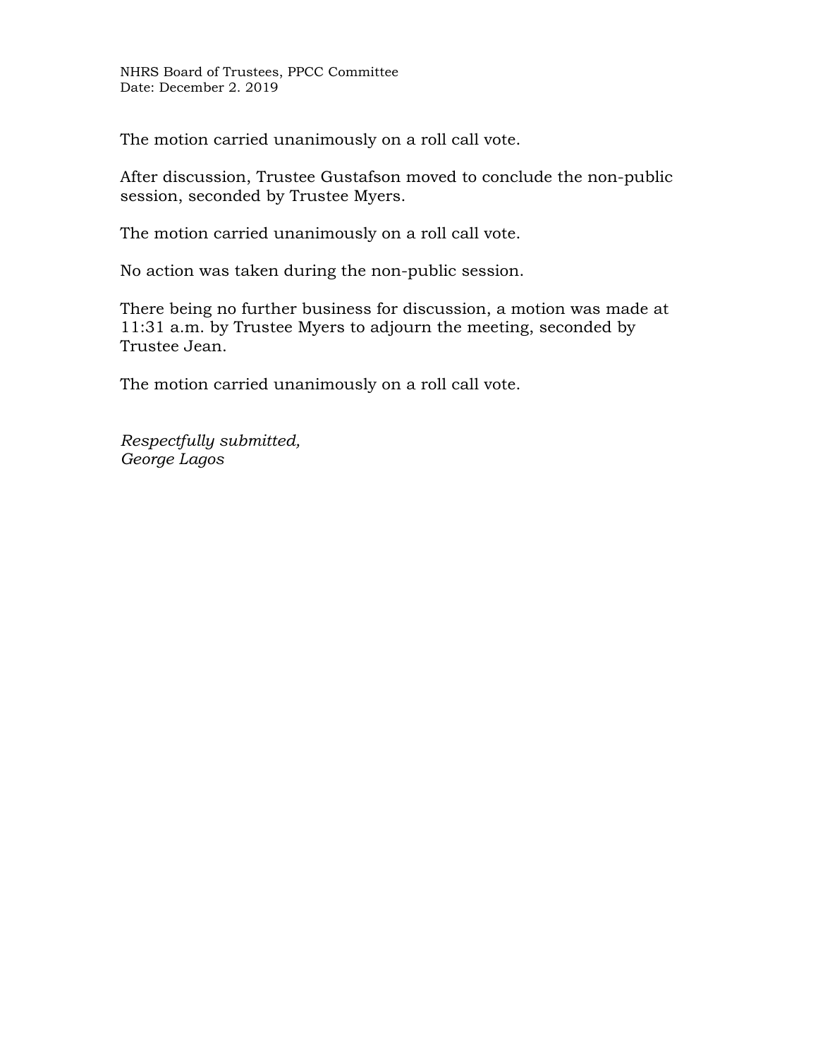The motion carried unanimously on a roll call vote.

After discussion, Trustee Gustafson moved to conclude the non-public session, seconded by Trustee Myers.

The motion carried unanimously on a roll call vote.

No action was taken during the non-public session.

There being no further business for discussion, a motion was made at 11:31 a.m. by Trustee Myers to adjourn the meeting, seconded by Trustee Jean.

The motion carried unanimously on a roll call vote.

*Respectfully submitted,*
*George Lagos*